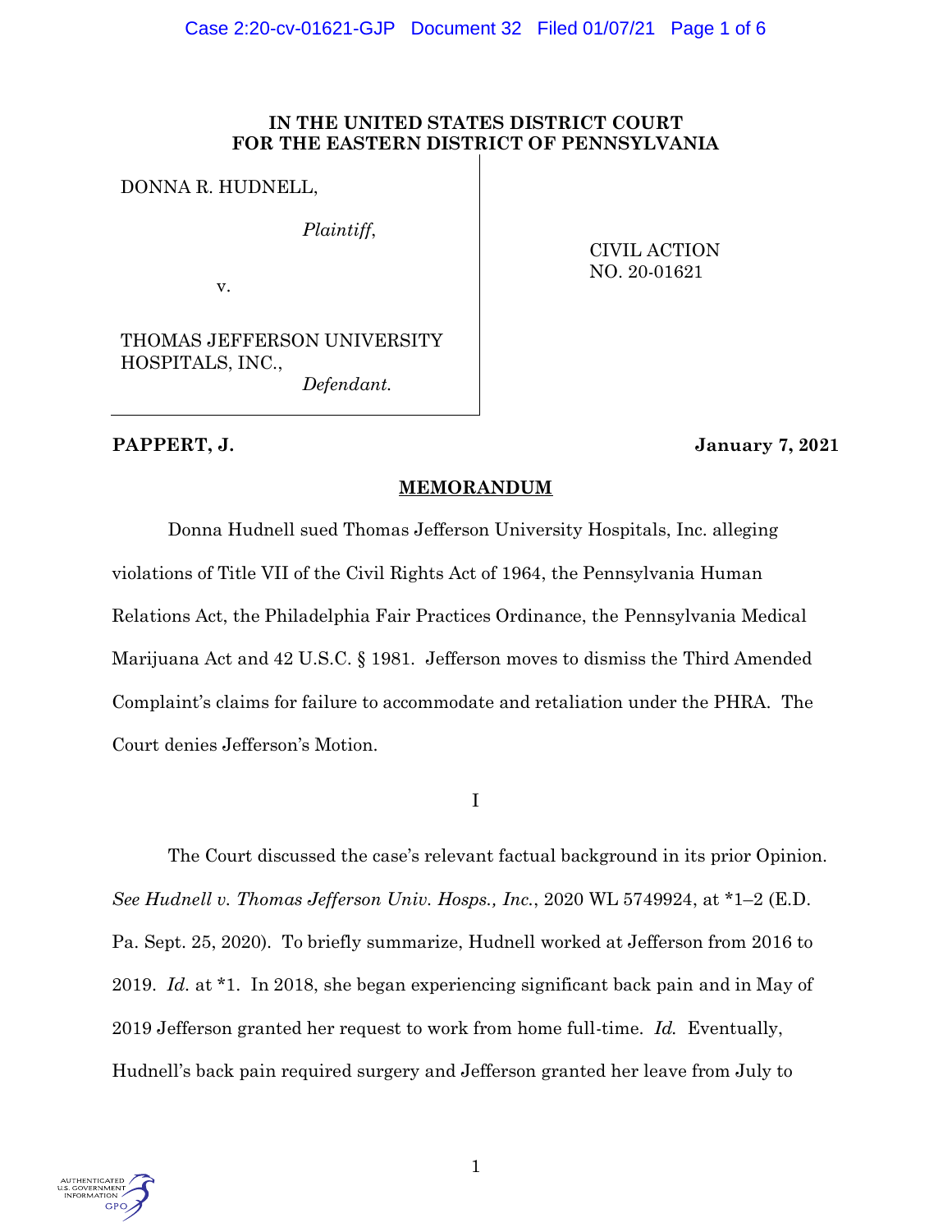IN THE UNITED STATES DISTRICT COURT
FOR THE EASTERN DISTRICT OF PENNSYLVANIA

DONNA R. HUDNELL,

*Plaintiff*,

v.

THOMAS JEFFERSON UNIVERSITY HOSPITALS, INC.,

*Defendant.*

CIVIL ACTION
NO. 20-01621

**PAPPERT, J.** **January 7, 2021**

## MEMORANDUM

Donna Hudnell sued Thomas Jefferson University Hospitals, Inc. alleging violations of Title VII of the Civil Rights Act of 1964, the Pennsylvania Human Relations Act, the Philadelphia Fair Practices Ordinance, the Pennsylvania Medical Marijuana Act and 42 U.S.C. § 1981. Jefferson moves to dismiss the Third Amended Complaint's claims for failure to accommodate and retaliation under the PHRA. The Court denies Jefferson's Motion.

I

The Court discussed the case's relevant factual background in its prior Opinion. *See Hudnell v. Thomas Jefferson Univ. Hosps., Inc.*, 2020 WL 5749924, at *1–2 (E.D. Pa. Sept. 25, 2020). To briefly summarize, Hudnell worked at Jefferson from 2016 to 2019. *Id.* at *1. In 2018, she began experiencing significant back pain and in May of 2019 Jefferson granted her request to work from home full-time. *Id.* Eventually, Hudnell's back pain required surgery and Jefferson granted her leave from July to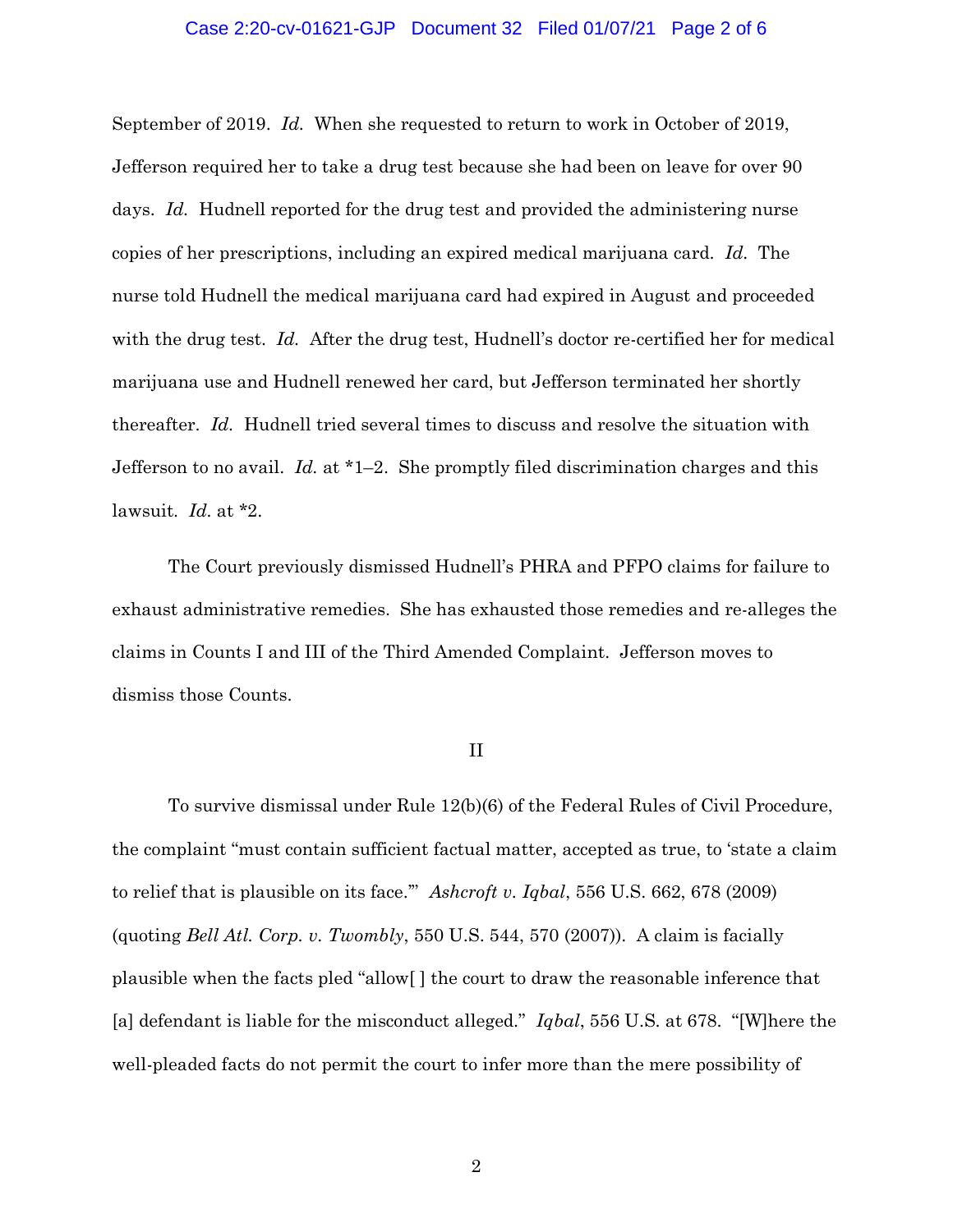September of 2019. *Id.* When she requested to return to work in October of 2019, Jefferson required her to take a drug test because she had been on leave for over 90 days. *Id.* Hudnell reported for the drug test and provided the administering nurse copies of her prescriptions, including an expired medical marijuana card. *Id.* The nurse told Hudnell the medical marijuana card had expired in August and proceeded with the drug test. *Id.* After the drug test, Hudnell's doctor re-certified her for medical marijuana use and Hudnell renewed her card, but Jefferson terminated her shortly thereafter. *Id.* Hudnell tried several times to discuss and resolve the situation with Jefferson to no avail. *Id.* at *1–2. She promptly filed discrimination charges and this lawsuit. *Id.* at *2.

The Court previously dismissed Hudnell's PHRA and PFPO claims for failure to exhaust administrative remedies. She has exhausted those remedies and re-alleges the claims in Counts I and III of the Third Amended Complaint. Jefferson moves to dismiss those Counts.

## II

To survive dismissal under Rule 12(b)(6) of the Federal Rules of Civil Procedure, the complaint "must contain sufficient factual matter, accepted as true, to 'state a claim to relief that is plausible on its face.'" *Ashcroft v. Iqbal*, 556 U.S. 662, 678 (2009) (quoting *Bell Atl. Corp. v. Twombly*, 550 U.S. 544, 570 (2007)). A claim is facially plausible when the facts pled "allow[ ] the court to draw the reasonable inference that [a] defendant is liable for the misconduct alleged." *Iqbal*, 556 U.S. at 678. "[W]here the well-pleaded facts do not permit the court to infer more than the mere possibility of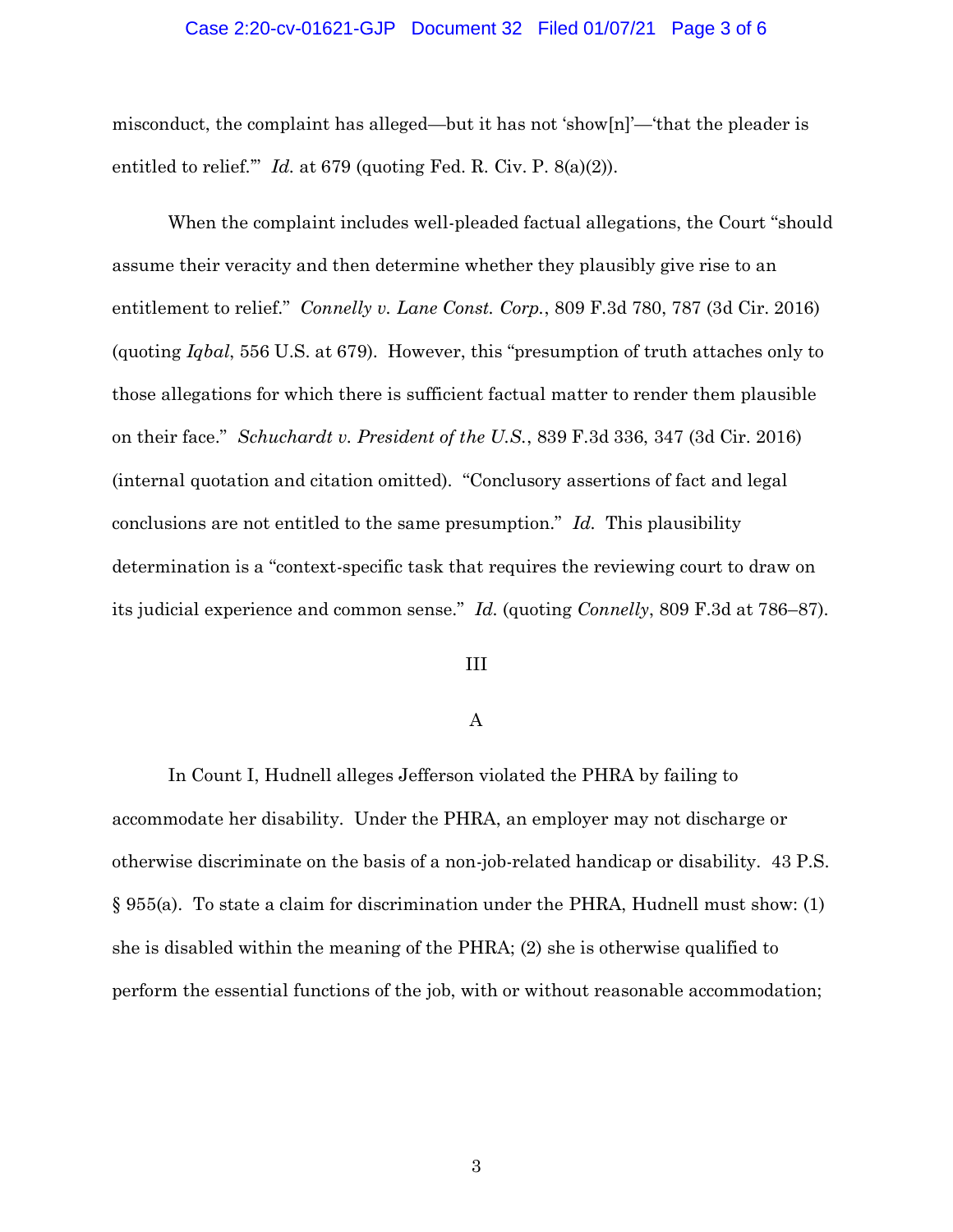misconduct, the complaint has alleged—but it has not 'show[n]'—'that the pleader is entitled to relief.'" *Id.* at 679 (quoting Fed. R. Civ. P. 8(a)(2)).

When the complaint includes well-pleaded factual allegations, the Court "should assume their veracity and then determine whether they plausibly give rise to an entitlement to relief." *Connelly v. Lane Const. Corp.*, 809 F.3d 780, 787 (3d Cir. 2016) (quoting *Iqbal*, 556 U.S. at 679). However, this "presumption of truth attaches only to those allegations for which there is sufficient factual matter to render them plausible on their face." *Schuchardt v. President of the U.S.*, 839 F.3d 336, 347 (3d Cir. 2016) (internal quotation and citation omitted). "Conclusory assertions of fact and legal conclusions are not entitled to the same presumption." *Id.* This plausibility determination is a "context-specific task that requires the reviewing court to draw on its judicial experience and common sense." *Id.* (quoting *Connelly*, 809 F.3d at 786–87).

## III

### A

In Count I, Hudnell alleges Jefferson violated the PHRA by failing to accommodate her disability. Under the PHRA, an employer may not discharge or otherwise discriminate on the basis of a non-job-related handicap or disability. 43 P.S. § 955(a). To state a claim for discrimination under the PHRA, Hudnell must show: (1) she is disabled within the meaning of the PHRA; (2) she is otherwise qualified to perform the essential functions of the job, with or without reasonable accommodation;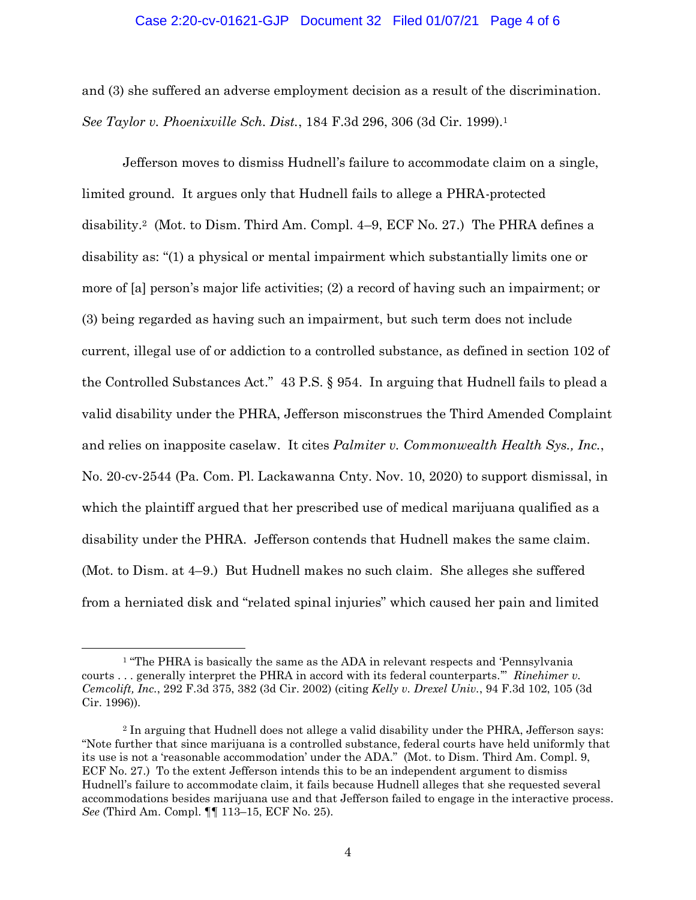and (3) she suffered an adverse employment decision as a result of the discrimination. *See Taylor v. Phoenixville Sch. Dist.*, 184 F.3d 296, 306 (3d Cir. 1999).[1]

Jefferson moves to dismiss Hudnell's failure to accommodate claim on a single, limited ground. It argues only that Hudnell fails to allege a PHRA-protected disability.[2] (Mot. to Dism. Third Am. Compl. 4–9, ECF No. 27.) The PHRA defines a disability as: "(1) a physical or mental impairment which substantially limits one or more of [a] person's major life activities; (2) a record of having such an impairment; or (3) being regarded as having such an impairment, but such term does not include current, illegal use of or addiction to a controlled substance, as defined in section 102 of the Controlled Substances Act." 43 P.S. § 954. In arguing that Hudnell fails to plead a valid disability under the PHRA, Jefferson misconstrues the Third Amended Complaint and relies on inapposite caselaw. It cites *Palmiter v. Commonwealth Health Sys., Inc.*, No. 20-cv-2544 (Pa. Com. Pl. Lackawanna Cnty. Nov. 10, 2020) to support dismissal, in which the plaintiff argued that her prescribed use of medical marijuana qualified as a disability under the PHRA. Jefferson contends that Hudnell makes the same claim. (Mot. to Dism. at 4–9.) But Hudnell makes no such claim. She alleges she suffered from a herniated disk and "related spinal injuries" which caused her pain and limited

---

[1] "The PHRA is basically the same as the ADA in relevant respects and 'Pennsylvania courts . . . generally interpret the PHRA in accord with its federal counterparts.'" *Rinehimer v. Cemcolift, Inc.*, 292 F.3d 375, 382 (3d Cir. 2002) (citing *Kelly v. Drexel Univ.*, 94 F.3d 102, 105 (3d Cir. 1996)).

[2] In arguing that Hudnell does not allege a valid disability under the PHRA, Jefferson says: "Note further that since marijuana is a controlled substance, federal courts have held uniformly that its use is not a 'reasonable accommodation' under the ADA." (Mot. to Dism. Third Am. Compl. 9, ECF No. 27.) To the extent Jefferson intends this to be an independent argument to dismiss Hudnell's failure to accommodate claim, it fails because Hudnell alleges that she requested several accommodations besides marijuana use and that Jefferson failed to engage in the interactive process. *See* (Third Am. Compl. ¶¶ 113–15, ECF No. 25).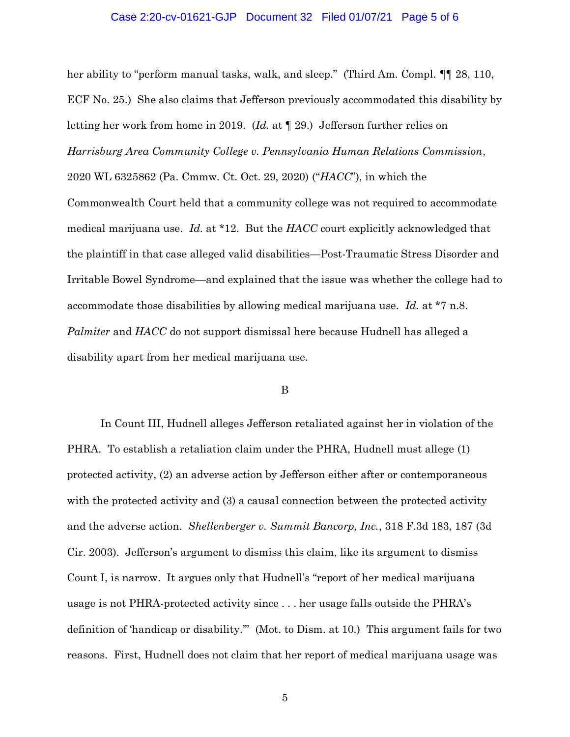her ability to "perform manual tasks, walk, and sleep." (Third Am. Compl. ¶¶ 28, 110, ECF No. 25.) She also claims that Jefferson previously accommodated this disability by letting her work from home in 2019. (*Id.* at ¶ 29.) Jefferson further relies on *Harrisburg Area Community College v. Pennsylvania Human Relations Commission*, 2020 WL 6325862 (Pa. Cmmw. Ct. Oct. 29, 2020) ("*HACC*"), in which the Commonwealth Court held that a community college was not required to accommodate medical marijuana use. *Id.* at *12. But the *HACC* court explicitly acknowledged that the plaintiff in that case alleged valid disabilities—Post-Traumatic Stress Disorder and Irritable Bowel Syndrome—and explained that the issue was whether the college had to accommodate those disabilities by allowing medical marijuana use. *Id.* at *7 n.8. *Palmiter* and *HACC* do not support dismissal here because Hudnell has alleged a disability apart from her medical marijuana use.

B

In Count III, Hudnell alleges Jefferson retaliated against her in violation of the PHRA. To establish a retaliation claim under the PHRA, Hudnell must allege (1) protected activity, (2) an adverse action by Jefferson either after or contemporaneous with the protected activity and (3) a causal connection between the protected activity and the adverse action. *Shellenberger v. Summit Bancorp, Inc.*, 318 F.3d 183, 187 (3d Cir. 2003). Jefferson's argument to dismiss this claim, like its argument to dismiss Count I, is narrow. It argues only that Hudnell's "report of her medical marijuana usage is not PHRA-protected activity since . . . her usage falls outside the PHRA's definition of 'handicap or disability.'" (Mot. to Dism. at 10.) This argument fails for two reasons. First, Hudnell does not claim that her report of medical marijuana usage was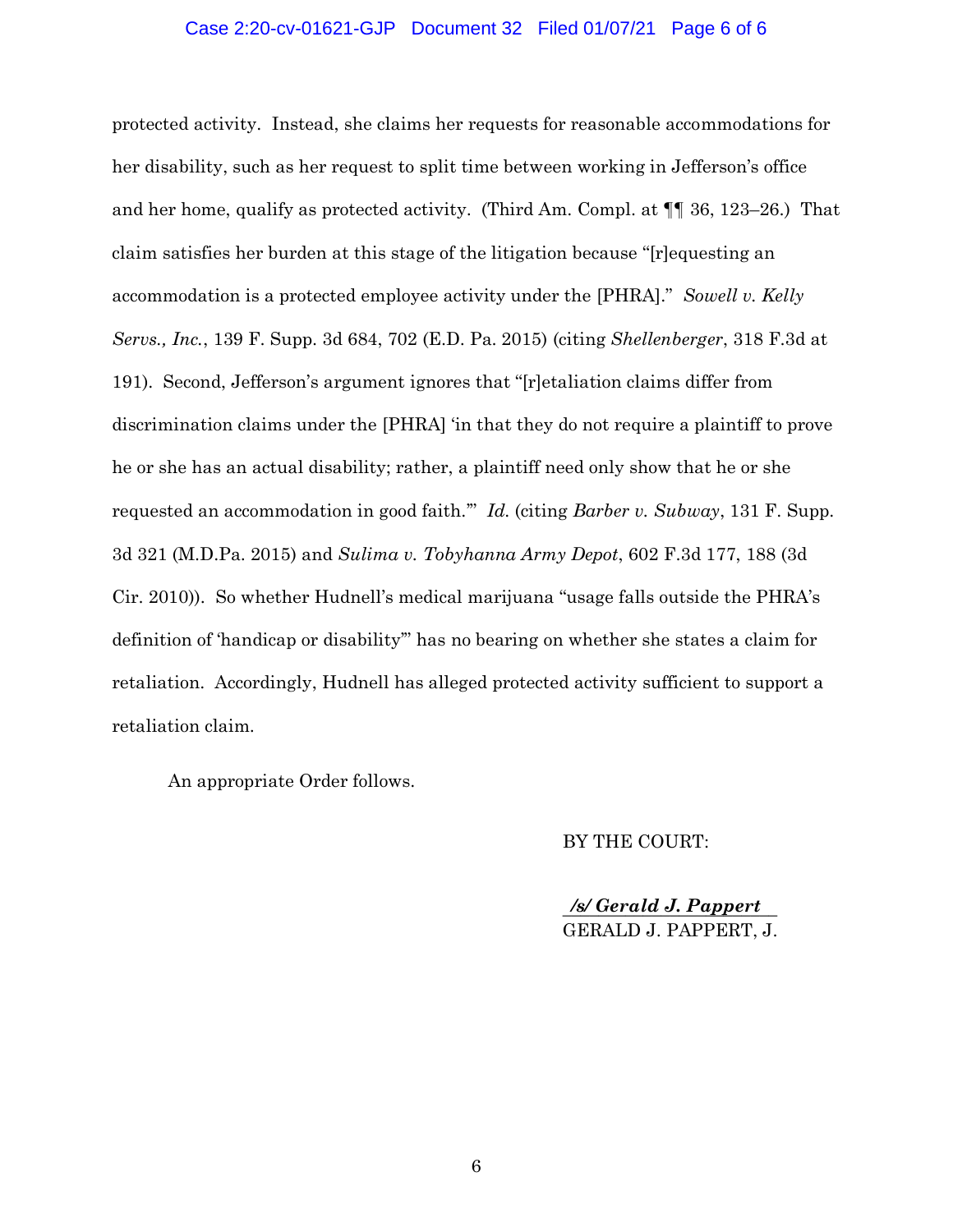protected activity. Instead, she claims her requests for reasonable accommodations for her disability, such as her request to split time between working in Jefferson's office and her home, qualify as protected activity. (Third Am. Compl. at ¶¶ 36, 123–26.) That claim satisfies her burden at this stage of the litigation because "[r]equesting an accommodation is a protected employee activity under the [PHRA]." *Sowell v. Kelly Servs., Inc.*, 139 F. Supp. 3d 684, 702 (E.D. Pa. 2015) (citing *Shellenberger*, 318 F.3d at 191). Second, Jefferson's argument ignores that "[r]etaliation claims differ from discrimination claims under the [PHRA] 'in that they do not require a plaintiff to prove he or she has an actual disability; rather, a plaintiff need only show that he or she requested an accommodation in good faith.'" *Id.* (citing *Barber v. Subway*, 131 F. Supp. 3d 321 (M.D.Pa. 2015) and *Sulima v. Tobyhanna Army Depot*, 602 F.3d 177, 188 (3d Cir. 2010)). So whether Hudnell's medical marijuana "usage falls outside the PHRA's definition of 'handicap or disability'" has no bearing on whether she states a claim for retaliation. Accordingly, Hudnell has alleged protected activity sufficient to support a retaliation claim.

An appropriate Order follows.

BY THE COURT:

***/s/ Gerald J. Pappert***
GERALD J. PAPPERT, J.